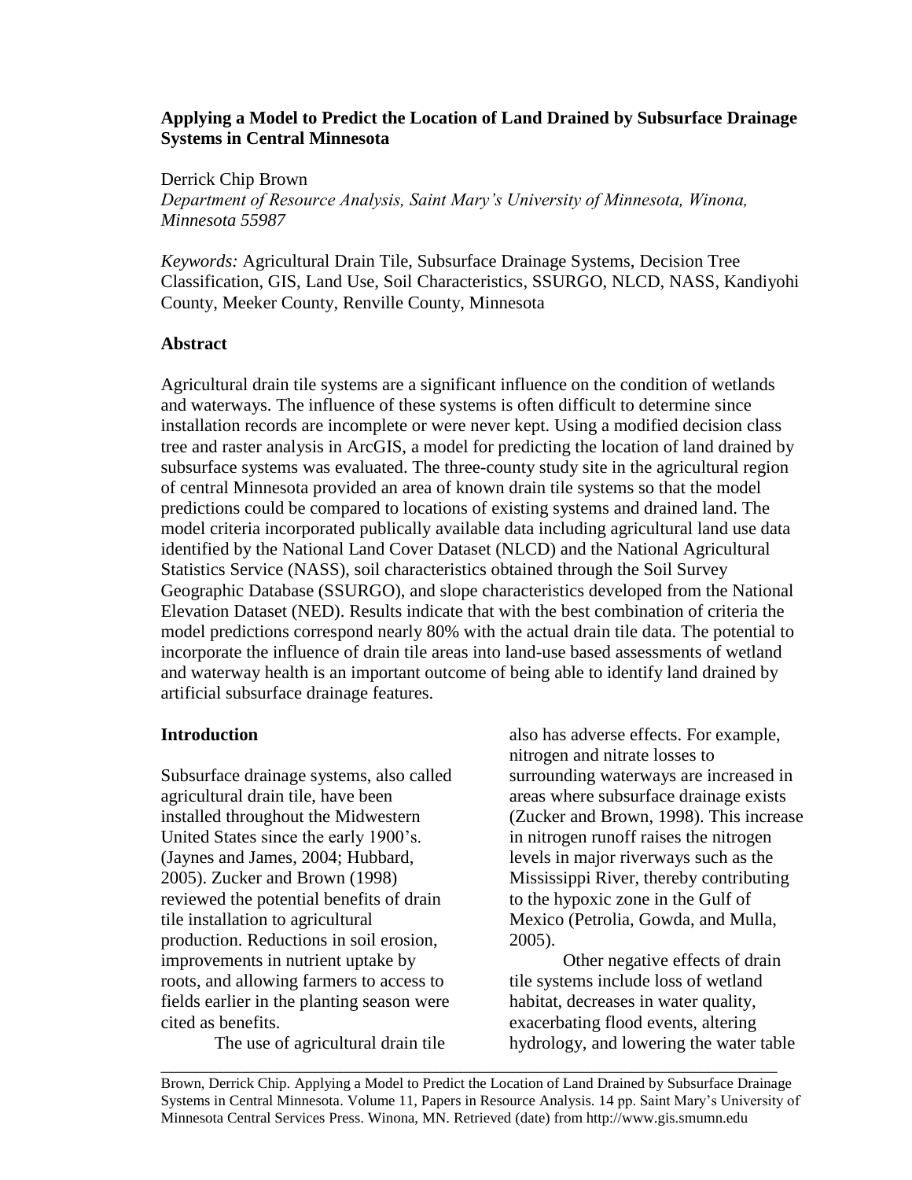# Applying a Model to Predict the Location of Land Drained by Subsurface Drainage Systems in Central Minnesota

Derrick Chip Brown

*Department of Resource Analysis, Saint Mary's University of Minnesota, Winona, Minnesota 55987*

*Keywords:* Agricultural Drain Tile, Subsurface Drainage Systems, Decision Tree Classification, GIS, Land Use, Soil Characteristics, SSURGO, NLCD, NASS, Kandiyohi County, Meeker County, Renville County, Minnesota

## Abstract

Agricultural drain tile systems are a significant influence on the condition of wetlands and waterways. The influence of these systems is often difficult to determine since installation records are incomplete or were never kept. Using a modified decision class tree and raster analysis in ArcGIS, a model for predicting the location of land drained by subsurface systems was evaluated. The three-county study site in the agricultural region of central Minnesota provided an area of known drain tile systems so that the model predictions could be compared to locations of existing systems and drained land. The model criteria incorporated publically available data including agricultural land use data identified by the National Land Cover Dataset (NLCD) and the National Agricultural Statistics Service (NASS), soil characteristics obtained through the Soil Survey Geographic Database (SSURGO), and slope characteristics developed from the National Elevation Dataset (NED). Results indicate that with the best combination of criteria the model predictions correspond nearly 80% with the actual drain tile data. The potential to incorporate the influence of drain tile areas into land-use based assessments of wetland and waterway health is an important outcome of being able to identify land drained by artificial subsurface drainage features.

## Introduction

Subsurface drainage systems, also called agricultural drain tile, have been installed throughout the Midwestern United States since the early 1900's. (Jaynes and James, 2004; Hubbard, 2005). Zucker and Brown (1998) reviewed the potential benefits of drain tile installation to agricultural production. Reductions in soil erosion, improvements in nutrient uptake by roots, and allowing farmers to access to fields earlier in the planting season were cited as benefits.

The use of agricultural drain tile also has adverse effects. For example, nitrogen and nitrate losses to surrounding waterways are increased in areas where subsurface drainage exists (Zucker and Brown, 1998). This increase in nitrogen runoff raises the nitrogen levels in major riverways such as the Mississippi River, thereby contributing to the hypoxic zone in the Gulf of Mexico (Petrolia, Gowda, and Mulla, 2005).

Other negative effects of drain tile systems include loss of wetland habitat, decreases in water quality, exacerbating flood events, altering hydrology, and lowering the water table

Brown, Derrick Chip. Applying a Model to Predict the Location of Land Drained by Subsurface Drainage Systems in Central Minnesota. Volume 11, Papers in Resource Analysis. 14 pp. Saint Mary's University of Minnesota Central Services Press. Winona, MN. Retrieved (date) from http://www.gis.smumn.edu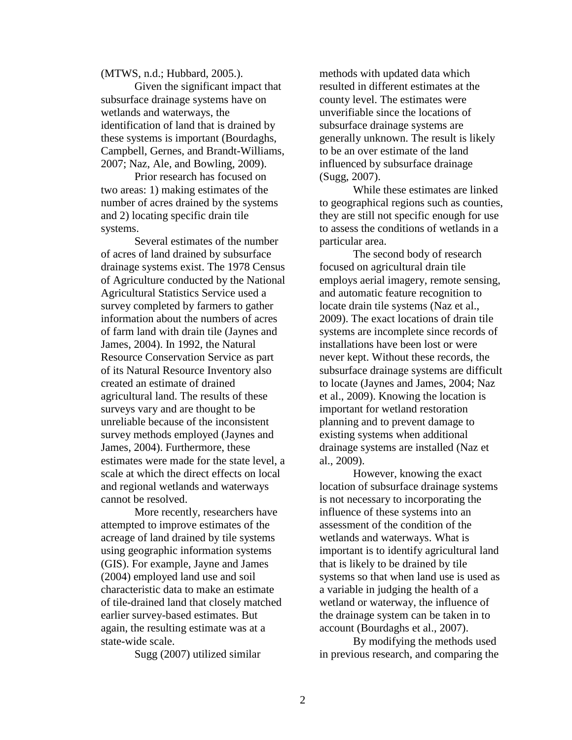(MTWS, n.d.; Hubbard, 2005.).

Given the significant impact that subsurface drainage systems have on wetlands and waterways, the identification of land that is drained by these systems is important (Bourdaghs, Campbell, Gernes, and Brandt-Williams, 2007; Naz, Ale, and Bowling, 2009).

Prior research has focused on two areas: 1) making estimates of the number of acres drained by the systems and 2) locating specific drain tile systems.

Several estimates of the number of acres of land drained by subsurface drainage systems exist. The 1978 Census of Agriculture conducted by the National Agricultural Statistics Service used a survey completed by farmers to gather information about the numbers of acres of farm land with drain tile (Jaynes and James, 2004). In 1992, the Natural Resource Conservation Service as part of its Natural Resource Inventory also created an estimate of drained agricultural land. The results of these surveys vary and are thought to be unreliable because of the inconsistent survey methods employed (Jaynes and James, 2004). Furthermore, these estimates were made for the state level, a scale at which the direct effects on local and regional wetlands and waterways cannot be resolved.

More recently, researchers have attempted to improve estimates of the acreage of land drained by tile systems using geographic information systems (GIS). For example, Jayne and James (2004) employed land use and soil characteristic data to make an estimate of tile-drained land that closely matched earlier survey-based estimates. But again, the resulting estimate was at a state-wide scale.

Sugg (2007) utilized similar methods with updated data which resulted in different estimates at the county level. The estimates were unverifiable since the locations of subsurface drainage systems are generally unknown. The result is likely to be an over estimate of the land influenced by subsurface drainage (Sugg, 2007).

While these estimates are linked to geographical regions such as counties, they are still not specific enough for use to assess the conditions of wetlands in a particular area.

The second body of research focused on agricultural drain tile employs aerial imagery, remote sensing, and automatic feature recognition to locate drain tile systems (Naz et al., 2009). The exact locations of drain tile systems are incomplete since records of installations have been lost or were never kept. Without these records, the subsurface drainage systems are difficult to locate (Jaynes and James, 2004; Naz et al., 2009). Knowing the location is important for wetland restoration planning and to prevent damage to existing systems when additional drainage systems are installed (Naz et al., 2009).

However, knowing the exact location of subsurface drainage systems is not necessary to incorporating the influence of these systems into an assessment of the condition of the wetlands and waterways. What is important is to identify agricultural land that is likely to be drained by tile systems so that when land use is used as a variable in judging the health of a wetland or waterway, the influence of the drainage system can be taken in to account (Bourdaghs et al., 2007).

By modifying the methods used in previous research, and comparing the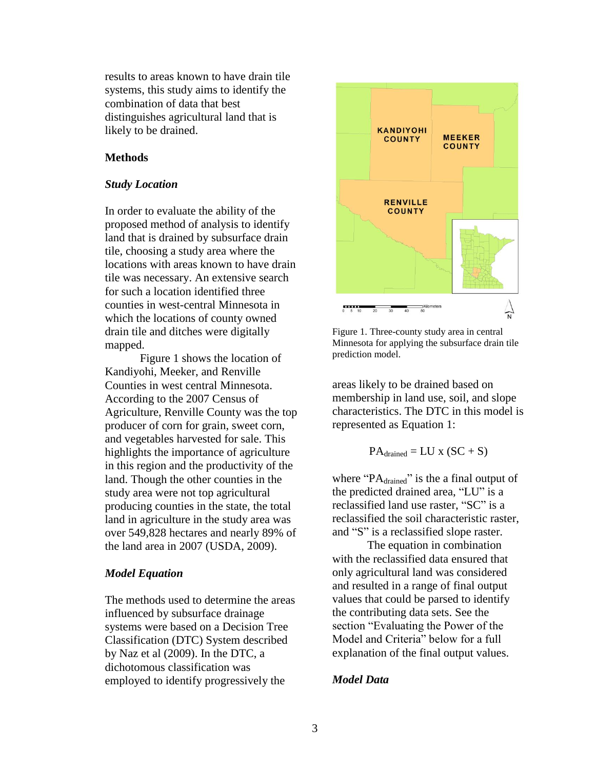results to areas known to have drain tile systems, this study aims to identify the combination of data that best distinguishes agricultural land that is likely to be drained.

## Methods

### *Study Location*

In order to evaluate the ability of the proposed method of analysis to identify land that is drained by subsurface drain tile, choosing a study area where the locations with areas known to have drain tile was necessary. An extensive search for such a location identified three counties in west-central Minnesota in which the locations of county owned drain tile and ditches were digitally mapped.

Figure 1 shows the location of Kandiyohi, Meeker, and Renville Counties in west central Minnesota. According to the 2007 Census of Agriculture, Renville County was the top producer of corn for grain, sweet corn, and vegetables harvested for sale. This highlights the importance of agriculture in this region and the productivity of the land. Though the other counties in the study area were not top agricultural producing counties in the state, the total land in agriculture in the study area was over 549,828 hectares and nearly 89% of the land area in 2007 (USDA, 2009).

Figure 1. Three-county study area in central Minnesota for applying the subsurface drain tile prediction model.

### *Model Equation*

The methods used to determine the areas influenced by subsurface drainage systems were based on a Decision Tree Classification (DTC) System described by Naz et al (2009). In the DTC, a dichotomous classification was employed to identify progressively the areas likely to be drained based on membership in land use, soil, and slope characteristics. The DTC in this model is represented as Equation 1:

$$PA_{drained} = LU \times (SC + S)$$

where "$PA_{drained}$" is the a final output of the predicted drained area, "LU" is a reclassified land use raster, "SC" is a reclassified the soil characteristic raster, and "S" is a reclassified slope raster.

The equation in combination with the reclassified data ensured that only agricultural land was considered and resulted in a range of final output values that could be parsed to identify the contributing data sets. See the section "Evaluating the Power of the Model and Criteria" below for a full explanation of the final output values.

### *Model Data*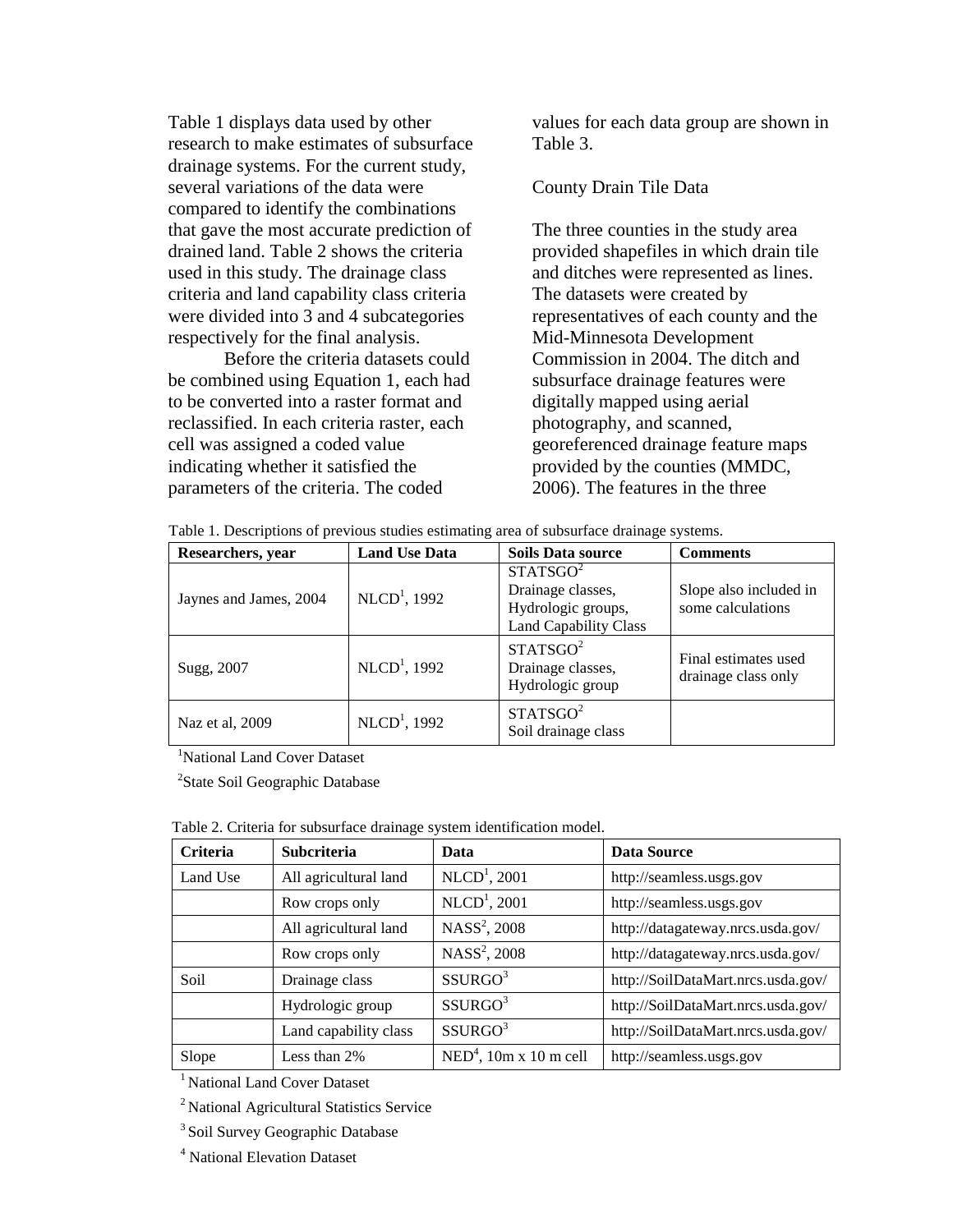Table 1 displays data used by other research to make estimates of subsurface drainage systems. For the current study, several variations of the data were compared to identify the combinations that gave the most accurate prediction of drained land. Table 2 shows the criteria used in this study. The drainage class criteria and land capability class criteria were divided into 3 and 4 subcategories respectively for the final analysis.

Before the criteria datasets could be combined using Equation 1, each had to be converted into a raster format and reclassified. In each criteria raster, each cell was assigned a coded value indicating whether it satisfied the parameters of the criteria. The coded values for each data group are shown in Table 3.

County Drain Tile Data

The three counties in the study area provided shapefiles in which drain tile and ditches were represented as lines. The datasets were created by representatives of each county and the Mid-Minnesota Development Commission in 2004. The ditch and subsurface drainage features were digitally mapped using aerial photography, and scanned, georeferenced drainage feature maps provided by the counties (MMDC, 2006). The features in the three

Table 1. Descriptions of previous studies estimating area of subsurface drainage systems.

| Researchers, year | Land Use Data | Soils Data source | Comments |
|---|---|---|---|
| Jaynes and James, 2004 | NLCD[1], 1992 | STATSGO[2] Drainage classes, Hydrologic groups, Land Capability Class | Slope also included in some calculations |
| Sugg, 2007 | NLCD[1], 1992 | STATSGO[2] Drainage classes, Hydrologic group | Final estimates used drainage class only |
| Naz et al, 2009 | NLCD[1], 1992 | STATSGO[2] Soil drainage class | |

[1]National Land Cover Dataset

[2]State Soil Geographic Database

Table 2. Criteria for subsurface drainage system identification model.

| Criteria | Subcriteria | Data | Data Source |
|---|---|---|---|
| Land Use | All agricultural land | NLCD[1], 2001 | http://seamless.usgs.gov |
| | Row crops only | NLCD[1], 2001 | http://seamless.usgs.gov |
| | All agricultural land | NASS[2], 2008 | http://datagateway.nrcs.usda.gov/ |
| | Row crops only | NASS[2], 2008 | http://datagateway.nrcs.usda.gov/ |
| Soil | Drainage class | SSURGO[3] | http://SoilDataMart.nrcs.usda.gov/ |
| | Hydrologic group | SSURGO[3] | http://SoilDataMart.nrcs.usda.gov/ |
| | Land capability class | SSURGO[3] | http://SoilDataMart.nrcs.usda.gov/ |
| Slope | Less than 2% | NED[4], 10m x 10 m cell | http://seamless.usgs.gov |

[1] National Land Cover Dataset

[2] National Agricultural Statistics Service

[3] Soil Survey Geographic Database

[4] National Elevation Dataset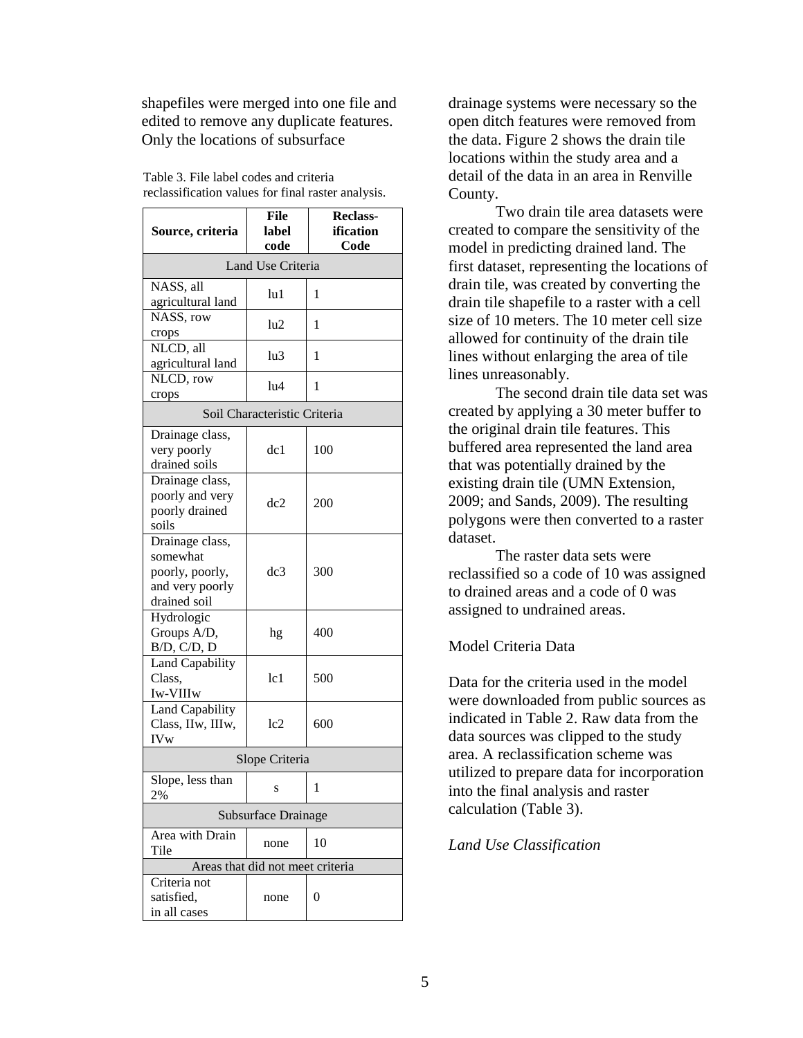shapefiles were merged into one file and edited to remove any duplicate features. Only the locations of subsurface drainage systems were necessary so the open ditch features were removed from the data. Figure 2 shows the drain tile locations within the study area and a detail of the data in an area in Renville County.

Table 3. File label codes and criteria reclassification values for final raster analysis.

| Source, criteria | File label code | Reclass-ification Code |
|---|---|---|
| Land Use Criteria | | |
| NASS, all agricultural land | lu1 | 1 |
| NASS, row crops | lu2 | 1 |
| NLCD, all agricultural land | lu3 | 1 |
| NLCD, row crops | lu4 | 1 |
| Soil Characteristic Criteria | | |
| Drainage class, very poorly drained soils | dc1 | 100 |
| Drainage class, poorly and very poorly drained soils | dc2 | 200 |
| Drainage class, somewhat poorly, poorly, and very poorly drained soil | dc3 | 300 |
| Hydrologic Groups A/D, B/D, C/D, D | hg | 400 |
| Land Capability Class, Iw-VIIIw | lc1 | 500 |
| Land Capability Class, IIw, IIIw, IVw | lc2 | 600 |
| Slope Criteria | | |
| Slope, less than 2% | s | 1 |
| Subsurface Drainage | | |
| Area with Drain Tile | none | 10 |
| Areas that did not meet criteria | | |
| Criteria not satisfied, in all cases | none | 0 |

Two drain tile area datasets were created to compare the sensitivity of the model in predicting drained land. The first dataset, representing the locations of drain tile, was created by converting the drain tile shapefile to a raster with a cell size of 10 meters. The 10 meter cell size allowed for continuity of the drain tile lines without enlarging the area of tile lines unreasonably.

The second drain tile data set was created by applying a 30 meter buffer to the original drain tile features. This buffered area represented the land area that was potentially drained by the existing drain tile (UMN Extension, 2009; and Sands, 2009). The resulting polygons were then converted to a raster dataset.

The raster data sets were reclassified so a code of 10 was assigned to drained areas and a code of 0 was assigned to undrained areas.

## Model Criteria Data

Data for the criteria used in the model were downloaded from public sources as indicated in Table 2. Raw data from the data sources was clipped to the study area. A reclassification scheme was utilized to prepare data for incorporation into the final analysis and raster calculation (Table 3).

### *Land Use Classification*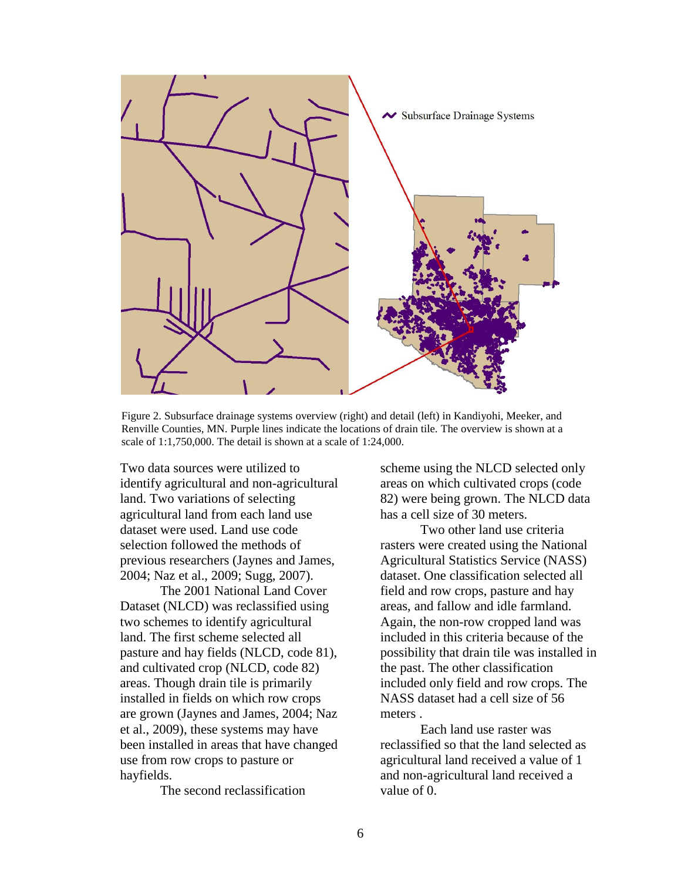Figure 2. Subsurface drainage systems overview (right) and detail (left) in Kandiyohi, Meeker, and Renville Counties, MN. Purple lines indicate the locations of drain tile. The overview is shown at a scale of 1:1,750,000. The detail is shown at a scale of 1:24,000.

Two data sources were utilized to identify agricultural and non-agricultural land. Two variations of selecting agricultural land from each land use dataset were used. Land use code selection followed the methods of previous researchers (Jaynes and James, 2004; Naz et al., 2009; Sugg, 2007).

The 2001 National Land Cover Dataset (NLCD) was reclassified using two schemes to identify agricultural land. The first scheme selected all pasture and hay fields (NLCD, code 81), and cultivated crop (NLCD, code 82) areas. Though drain tile is primarily installed in fields on which row crops are grown (Jaynes and James, 2004; Naz et al., 2009), these systems may have been installed in areas that have changed use from row crops to pasture or hayfields.

The second reclassification scheme using the NLCD selected only areas on which cultivated crops (code 82) were being grown. The NLCD data has a cell size of 30 meters.

Two other land use criteria rasters were created using the National Agricultural Statistics Service (NASS) dataset. One classification selected all field and row crops, pasture and hay areas, and fallow and idle farmland. Again, the non-row cropped land was included in this criteria because of the possibility that drain tile was installed in the past. The other classification included only field and row crops. The NASS dataset had a cell size of 56 meters .

Each land use raster was reclassified so that the land selected as agricultural land received a value of 1 and non-agricultural land received a value of 0.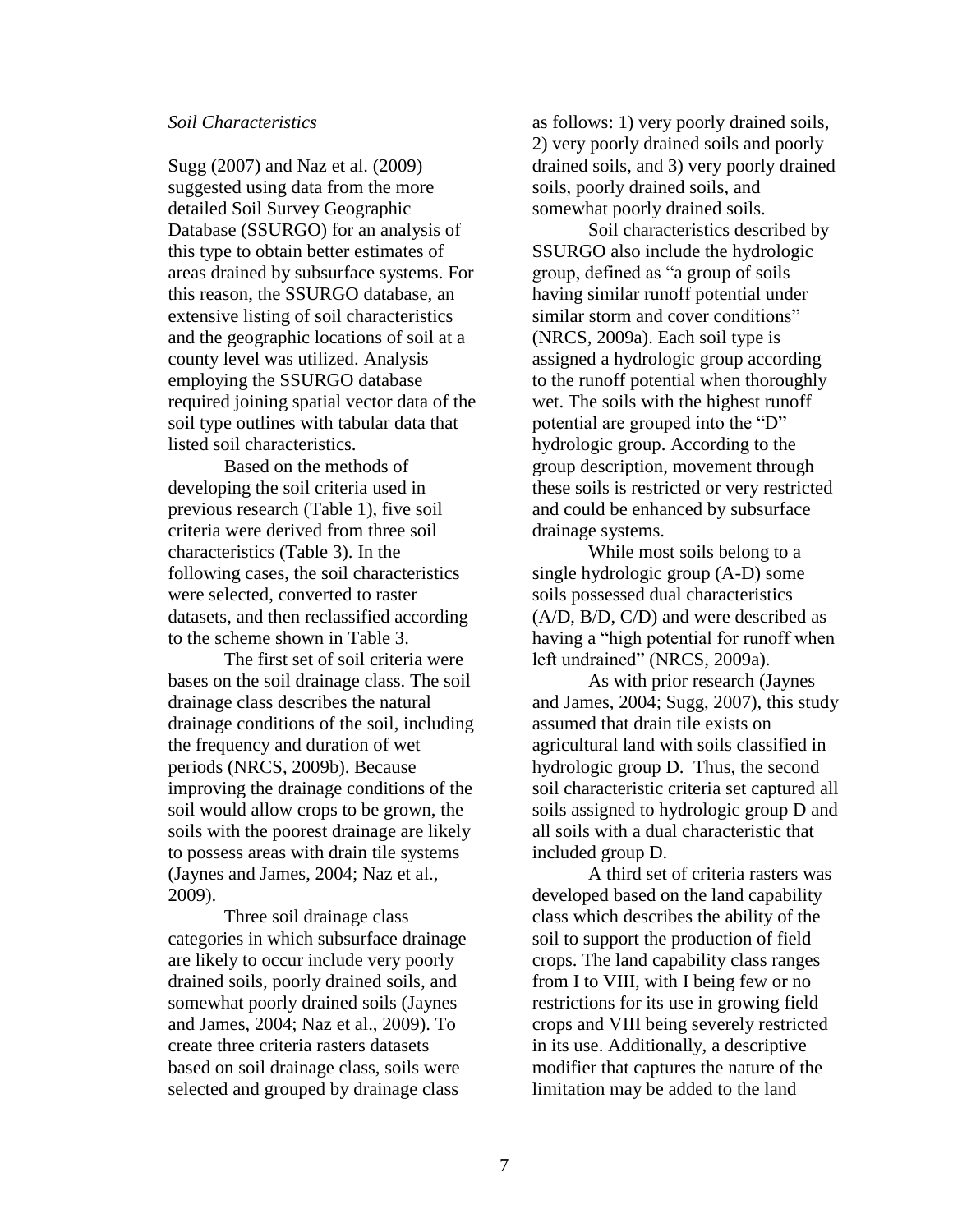*Soil Characteristics*

Sugg (2007) and Naz et al. (2009) suggested using data from the more detailed Soil Survey Geographic Database (SSURGO) for an analysis of this type to obtain better estimates of areas drained by subsurface systems. For this reason, the SSURGO database, an extensive listing of soil characteristics and the geographic locations of soil at a county level was utilized. Analysis employing the SSURGO database required joining spatial vector data of the soil type outlines with tabular data that listed soil characteristics.

Based on the methods of developing the soil criteria used in previous research (Table 1), five soil criteria were derived from three soil characteristics (Table 3). In the following cases, the soil characteristics were selected, converted to raster datasets, and then reclassified according to the scheme shown in Table 3.

The first set of soil criteria were bases on the soil drainage class. The soil drainage class describes the natural drainage conditions of the soil, including the frequency and duration of wet periods (NRCS, 2009b). Because improving the drainage conditions of the soil would allow crops to be grown, the soils with the poorest drainage are likely to possess areas with drain tile systems (Jaynes and James, 2004; Naz et al., 2009).

Three soil drainage class categories in which subsurface drainage are likely to occur include very poorly drained soils, poorly drained soils, and somewhat poorly drained soils (Jaynes and James, 2004; Naz et al., 2009). To create three criteria rasters datasets based on soil drainage class, soils were selected and grouped by drainage class as follows: 1) very poorly drained soils, 2) very poorly drained soils and poorly drained soils, and 3) very poorly drained soils, poorly drained soils, and somewhat poorly drained soils.

Soil characteristics described by SSURGO also include the hydrologic group, defined as "a group of soils having similar runoff potential under similar storm and cover conditions" (NRCS, 2009a). Each soil type is assigned a hydrologic group according to the runoff potential when thoroughly wet. The soils with the highest runoff potential are grouped into the "D" hydrologic group. According to the group description, movement through these soils is restricted or very restricted and could be enhanced by subsurface drainage systems.

While most soils belong to a single hydrologic group (A-D) some soils possessed dual characteristics (A/D, B/D, C/D) and were described as having a "high potential for runoff when left undrained" (NRCS, 2009a).

As with prior research (Jaynes and James, 2004; Sugg, 2007), this study assumed that drain tile exists on agricultural land with soils classified in hydrologic group D. Thus, the second soil characteristic criteria set captured all soils assigned to hydrologic group D and all soils with a dual characteristic that included group D.

A third set of criteria rasters was developed based on the land capability class which describes the ability of the soil to support the production of field crops. The land capability class ranges from I to VIII, with I being few or no restrictions for its use in growing field crops and VIII being severely restricted in its use. Additionally, a descriptive modifier that captures the nature of the limitation may be added to the land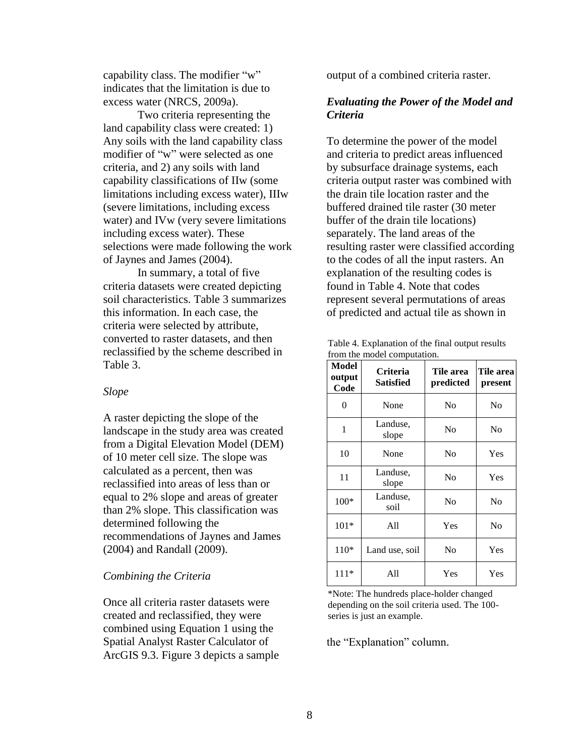capability class. The modifier "w" indicates that the limitation is due to excess water (NRCS, 2009a).

Two criteria representing the land capability class were created: 1) Any soils with the land capability class modifier of "w" were selected as one criteria, and 2) any soils with land capability classifications of IIw (some limitations including excess water), IIIw (severe limitations, including excess water) and IVw (very severe limitations including excess water). These selections were made following the work of Jaynes and James (2004).

In summary, a total of five criteria datasets were created depicting soil characteristics. Table 3 summarizes this information. In each case, the criteria were selected by attribute, converted to raster datasets, and then reclassified by the scheme described in Table 3.

*Slope*

A raster depicting the slope of the landscape in the study area was created from a Digital Elevation Model (DEM) of 10 meter cell size. The slope was calculated as a percent, then was reclassified into areas of less than or equal to 2% slope and areas of greater than 2% slope. This classification was determined following the recommendations of Jaynes and James (2004) and Randall (2009).

*Combining the Criteria*

Once all criteria raster datasets were created and reclassified, they were combined using Equation 1 using the Spatial Analyst Raster Calculator of ArcGIS 9.3. Figure 3 depicts a sample output of a combined criteria raster.

### *Evaluating the Power of the Model and Criteria*

To determine the power of the model and criteria to predict areas influenced by subsurface drainage systems, each criteria output raster was combined with the drain tile location raster and the buffered drained tile raster (30 meter buffer of the drain tile locations) separately. The land areas of the resulting raster were classified according to the codes of all the input rasters. An explanation of the resulting codes is found in Table 4. Note that codes represent several permutations of areas of predicted and actual tile as shown in the "Explanation" column.

Table 4. Explanation of the final output results from the model computation.

| Model output Code | Criteria Satisfied | Tile area predicted | Tile area present |
|---|---|---|---|
| 0 | None | No | No |
| 1 | Landuse, slope | No | No |
| 10 | None | No | Yes |
| 11 | Landuse, slope | No | Yes |
| 100* | Landuse, soil | No | No |
| 101* | All | Yes | No |
| 110* | Land use, soil | No | Yes |
| 111* | All | Yes | Yes |

*Note: The hundreds place-holder changed depending on the soil criteria used. The 100-series is just an example.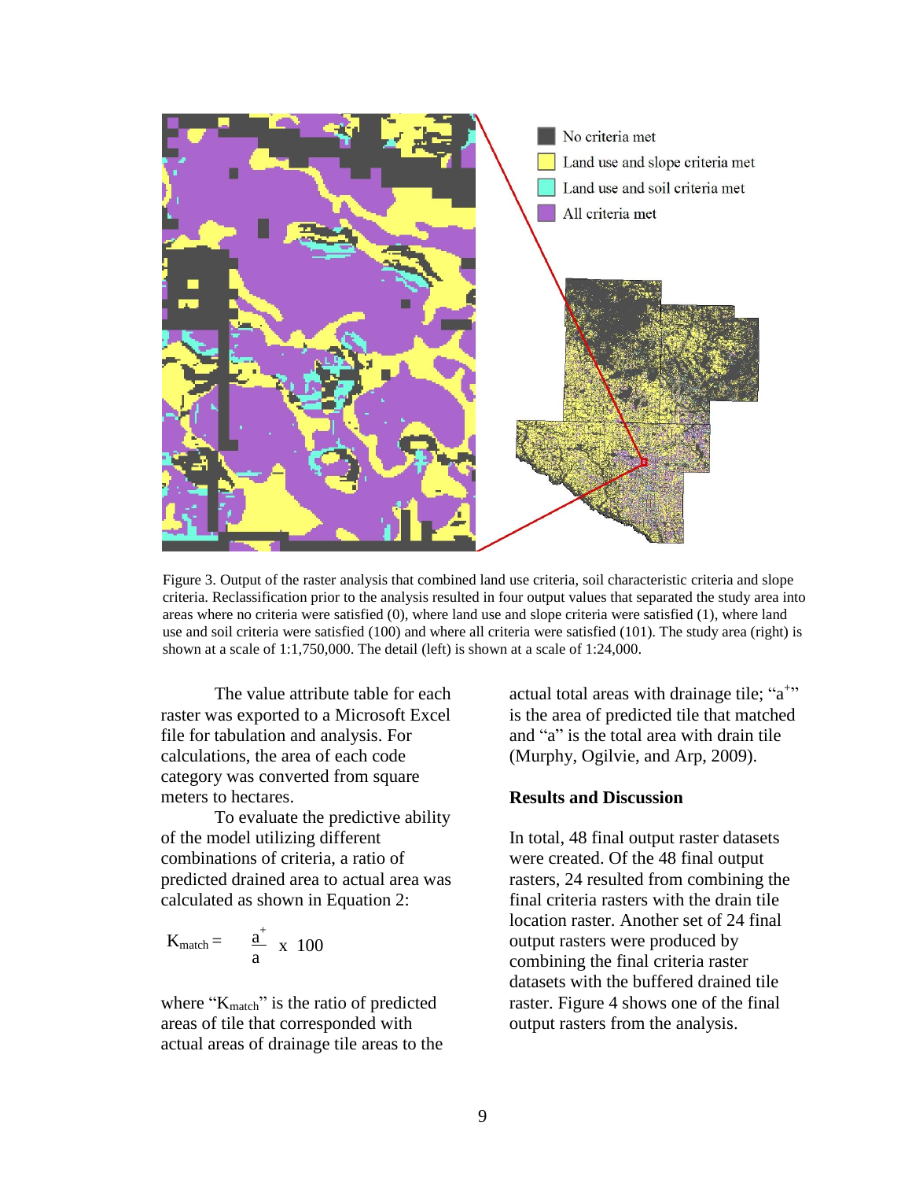Figure 3. Output of the raster analysis that combined land use criteria, soil characteristic criteria and slope criteria. Reclassification prior to the analysis resulted in four output values that separated the study area into areas where no criteria were satisfied (0), where land use and slope criteria were satisfied (1), where land use and soil criteria were satisfied (100) and where all criteria were satisfied (101). The study area (right) is shown at a scale of 1:1,750,000. The detail (left) is shown at a scale of 1:24,000.

The value attribute table for each raster was exported to a Microsoft Excel file for tabulation and analysis. For calculations, the area of each code category was converted from square meters to hectares.

To evaluate the predictive ability of the model utilizing different combinations of criteria, a ratio of predicted drained area to actual area was calculated as shown in Equation 2:

$$K_{match} = \frac{a^{+}}{a} \times 100$$

where "$K_{match}$" is the ratio of predicted areas of tile that corresponded with actual areas of drainage tile areas to the actual total areas with drainage tile; "$a^{+}$" is the area of predicted tile that matched and "$a$" is the total area with drain tile (Murphy, Ogilvie, and Arp, 2009).

## Results and Discussion

In total, 48 final output raster datasets were created. Of the 48 final output rasters, 24 resulted from combining the final criteria rasters with the drain tile location raster. Another set of 24 final output rasters were produced by combining the final criteria raster datasets with the buffered drained tile raster. Figure 4 shows one of the final output rasters from the analysis.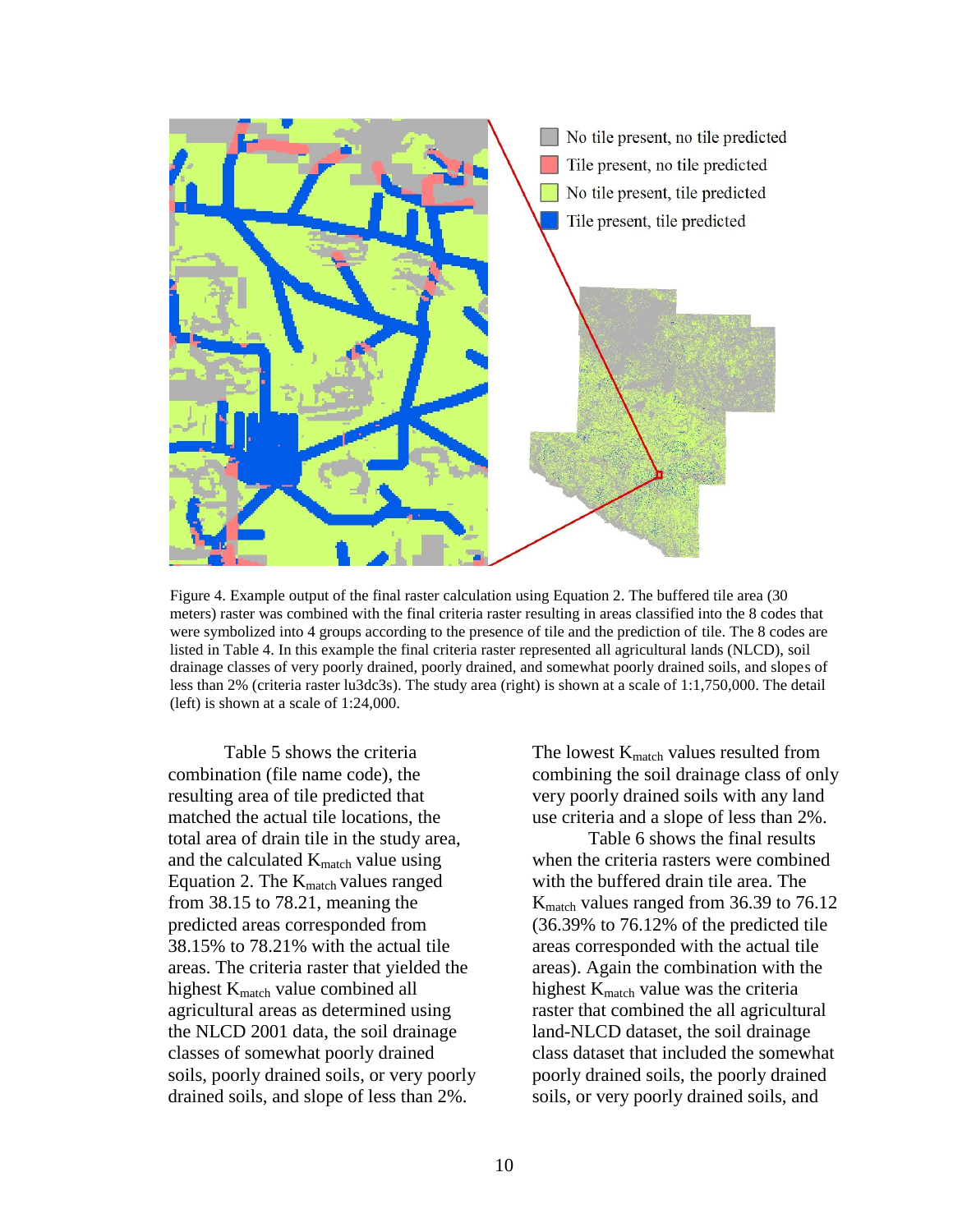Figure 4. Example output of the final raster calculation using Equation 2. The buffered tile area (30 meters) raster was combined with the final criteria raster resulting in areas classified into the 8 codes that were symbolized into 4 groups according to the presence of tile and the prediction of tile. The 8 codes are listed in Table 4. In this example the final criteria raster represented all agricultural lands (NLCD), soil drainage classes of very poorly drained, poorly drained, and somewhat poorly drained soils, and slopes of less than 2% (criteria raster lu3dc3s). The study area (right) is shown at a scale of 1:1,750,000. The detail (left) is shown at a scale of 1:24,000.

Table 5 shows the criteria combination (file name code), the resulting area of tile predicted that matched the actual tile locations, the total area of drain tile in the study area, and the calculated $K_{match}$ value using Equation 2. The $K_{match}$ values ranged from 38.15 to 78.21, meaning the predicted areas corresponded from 38.15% to 78.21% with the actual tile areas. The criteria raster that yielded the highest $K_{match}$ value combined all agricultural areas as determined using the NLCD 2001 data, the soil drainage classes of somewhat poorly drained soils, poorly drained soils, or very poorly drained soils, and slope of less than 2%.

The lowest $K_{match}$ values resulted from combining the soil drainage class of only very poorly drained soils with any land use criteria and a slope of less than 2%.

Table 6 shows the final results when the criteria rasters were combined with the buffered drain tile area. The $K_{match}$ values ranged from 36.39 to 76.12 (36.39% to 76.12% of the predicted tile areas corresponded with the actual tile areas). Again the combination with the highest $K_{match}$ value was the criteria raster that combined the all agricultural land-NLCD dataset, the soil drainage class dataset that included the somewhat poorly drained soils, the poorly drained soils, or very poorly drained soils, and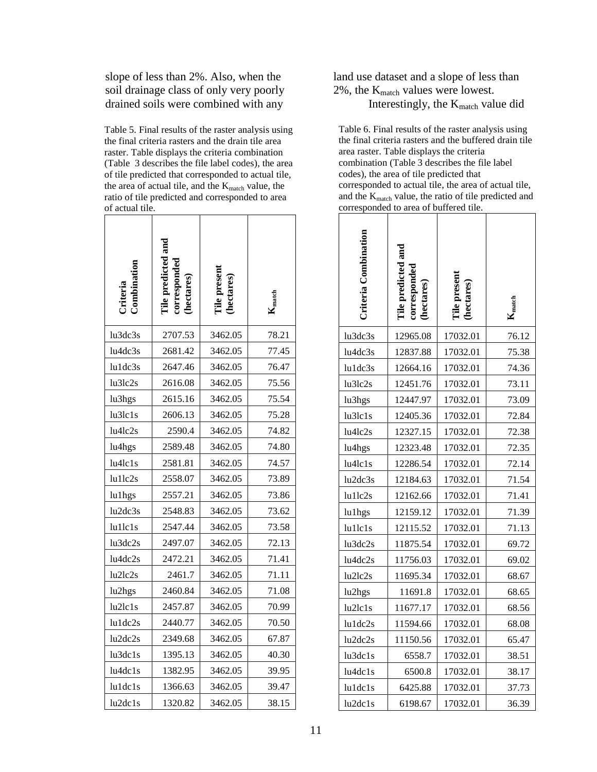slope of less than 2%. Also, when the soil drainage class of only very poorly drained soils were combined with any land use dataset and a slope of less than 2%, the $K_{match}$ values were lowest.

Interestingly, the $K_{match}$ value did

Table 5. Final results of the raster analysis using the final criteria rasters and the drain tile area raster. Table displays the criteria combination (Table 3 describes the file label codes), the area of tile predicted that corresponded to actual tile, the area of actual tile, and the $K_{match}$ value, the ratio of tile predicted and corresponded to area of actual tile.

| Criteria Combination | Tile predicted and corresponded (hectares) | Tile present (hectares) | $K_{match}$ |
|---|---|---|---|
| lu3dc3s | 2707.53 | 3462.05 | 78.21 |
| lu4dc3s | 2681.42 | 3462.05 | 77.45 |
| lu1dc3s | 2647.46 | 3462.05 | 76.47 |
| lu3lc2s | 2616.08 | 3462.05 | 75.56 |
| lu3hgs | 2615.16 | 3462.05 | 75.54 |
| lu3lc1s | 2606.13 | 3462.05 | 75.28 |
| lu4lc2s | 2590.4 | 3462.05 | 74.82 |
| lu4hgs | 2589.48 | 3462.05 | 74.80 |
| lu4lc1s | 2581.81 | 3462.05 | 74.57 |
| lu1lc2s | 2558.07 | 3462.05 | 73.89 |
| lu1hgs | 2557.21 | 3462.05 | 73.86 |
| lu2dc3s | 2548.83 | 3462.05 | 73.62 |
| lu1lc1s | 2547.44 | 3462.05 | 73.58 |
| lu3dc2s | 2497.07 | 3462.05 | 72.13 |
| lu4dc2s | 2472.21 | 3462.05 | 71.41 |
| lu2lc2s | 2461.7 | 3462.05 | 71.11 |
| lu2hgs | 2460.84 | 3462.05 | 71.08 |
| lu2lc1s | 2457.87 | 3462.05 | 70.99 |
| lu1dc2s | 2440.77 | 3462.05 | 70.50 |
| lu2dc2s | 2349.68 | 3462.05 | 67.87 |
| lu3dc1s | 1395.13 | 3462.05 | 40.30 |
| lu4dc1s | 1382.95 | 3462.05 | 39.95 |
| lu1dc1s | 1366.63 | 3462.05 | 39.47 |
| lu2dc1s | 1320.82 | 3462.05 | 38.15 |

Table 6. Final results of the raster analysis using the final criteria rasters and the buffered drain tile area raster. Table displays the criteria combination (Table 3 describes the file label codes), the area of tile predicted that corresponded to actual tile, the area of actual tile, and the $K_{match}$ value, the ratio of tile predicted and corresponded to area of buffered tile.

| Criteria Combination | Tile predicted and corresponded (hectares) | Tile present (hectares) | $K_{match}$ |
|---|---|---|---|
| lu3dc3s | 12965.08 | 17032.01 | 76.12 |
| lu4dc3s | 12837.88 | 17032.01 | 75.38 |
| lu1dc3s | 12664.16 | 17032.01 | 74.36 |
| lu3lc2s | 12451.76 | 17032.01 | 73.11 |
| lu3hgs | 12447.97 | 17032.01 | 73.09 |
| lu3lc1s | 12405.36 | 17032.01 | 72.84 |
| lu4lc2s | 12327.15 | 17032.01 | 72.38 |
| lu4hgs | 12323.48 | 17032.01 | 72.35 |
| lu4lc1s | 12286.54 | 17032.01 | 72.14 |
| lu2dc3s | 12184.63 | 17032.01 | 71.54 |
| lu1lc2s | 12162.66 | 17032.01 | 71.41 |
| lu1hgs | 12159.12 | 17032.01 | 71.39 |
| lu1lc1s | 12115.52 | 17032.01 | 71.13 |
| lu3dc2s | 11875.54 | 17032.01 | 69.72 |
| lu4dc2s | 11756.03 | 17032.01 | 69.02 |
| lu2lc2s | 11695.34 | 17032.01 | 68.67 |
| lu2hgs | 11691.8 | 17032.01 | 68.65 |
| lu2lc1s | 11677.17 | 17032.01 | 68.56 |
| lu1dc2s | 11594.66 | 17032.01 | 68.08 |
| lu2dc2s | 11150.56 | 17032.01 | 65.47 |
| lu3dc1s | 6558.7 | 17032.01 | 38.51 |
| lu4dc1s | 6500.8 | 17032.01 | 38.17 |
| lu1dc1s | 6425.88 | 17032.01 | 37.73 |
| lu2dc1s | 6198.67 | 17032.01 | 36.39 |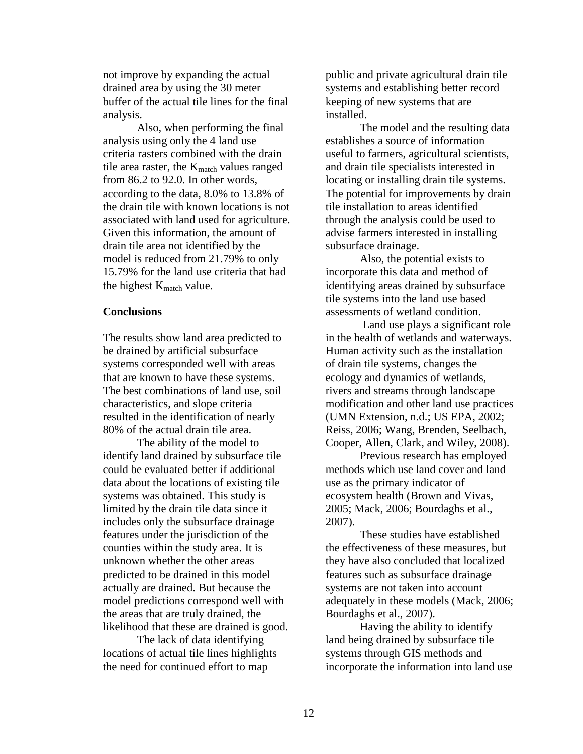not improve by expanding the actual drained area by using the 30 meter buffer of the actual tile lines for the final analysis.

Also, when performing the final analysis using only the 4 land use criteria rasters combined with the drain tile area raster, the $K_{match}$ values ranged from 86.2 to 92.0. In other words, according to the data, 8.0% to 13.8% of the drain tile with known locations is not associated with land used for agriculture. Given this information, the amount of drain tile area not identified by the model is reduced from 21.79% to only 15.79% for the land use criteria that had the highest $K_{match}$ value.

## Conclusions

The results show land area predicted to be drained by artificial subsurface systems corresponded well with areas that are known to have these systems. The best combinations of land use, soil characteristics, and slope criteria resulted in the identification of nearly 80% of the actual drain tile area.

The ability of the model to identify land drained by subsurface tile could be evaluated better if additional data about the locations of existing tile systems was obtained. This study is limited by the drain tile data since it includes only the subsurface drainage features under the jurisdiction of the counties within the study area. It is unknown whether the other areas predicted to be drained in this model actually are drained. But because the model predictions correspond well with the areas that are truly drained, the likelihood that these are drained is good.

The lack of data identifying locations of actual tile lines highlights the need for continued effort to map public and private agricultural drain tile systems and establishing better record keeping of new systems that are installed.

The model and the resulting data establishes a source of information useful to farmers, agricultural scientists, and drain tile specialists interested in locating or installing drain tile systems. The potential for improvements by drain tile installation to areas identified through the analysis could be used to advise farmers interested in installing subsurface drainage.

Also, the potential exists to incorporate this data and method of identifying areas drained by subsurface tile systems into the land use based assessments of wetland condition.

Land use plays a significant role in the health of wetlands and waterways. Human activity such as the installation of drain tile systems, changes the ecology and dynamics of wetlands, rivers and streams through landscape modification and other land use practices (UMN Extension, n.d.; US EPA, 2002; Reiss, 2006; Wang, Brenden, Seelbach, Cooper, Allen, Clark, and Wiley, 2008).

Previous research has employed methods which use land cover and land use as the primary indicator of ecosystem health (Brown and Vivas, 2005; Mack, 2006; Bourdaghs et al., 2007).

These studies have established the effectiveness of these measures, but they have also concluded that localized features such as subsurface drainage systems are not taken into account adequately in these models (Mack, 2006; Bourdaghs et al., 2007).

Having the ability to identify land being drained by subsurface tile systems through GIS methods and incorporate the information into land use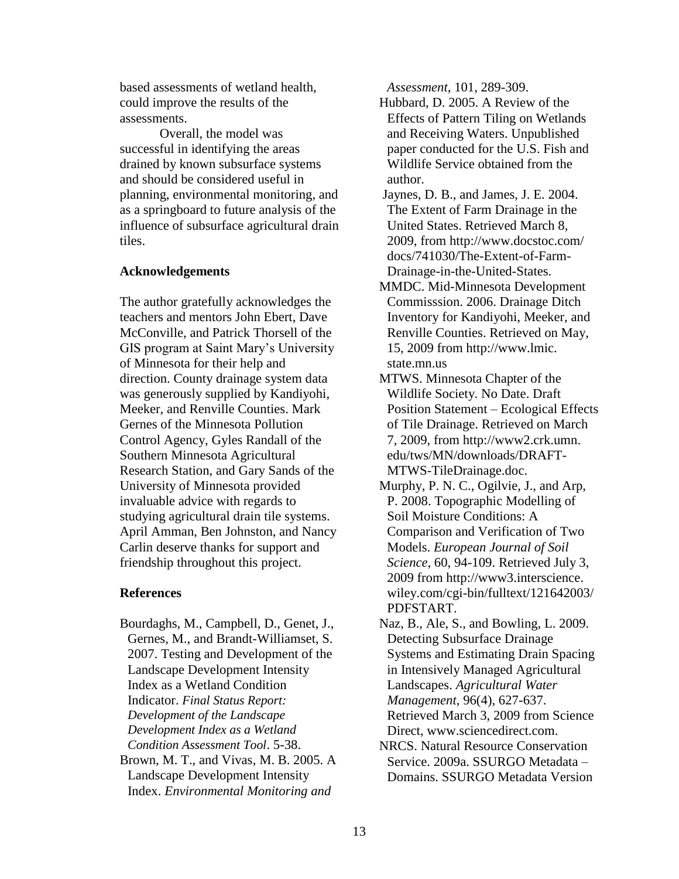based assessments of wetland health, could improve the results of the assessments.

Overall, the model was successful in identifying the areas drained by known subsurface systems and should be considered useful in planning, environmental monitoring, and as a springboard to future analysis of the influence of subsurface agricultural drain tiles.

## Acknowledgements

The author gratefully acknowledges the teachers and mentors John Ebert, Dave McConville, and Patrick Thorsell of the GIS program at Saint Mary's University of Minnesota for their help and direction. County drainage system data was generously supplied by Kandiyohi, Meeker, and Renville Counties. Mark Gernes of the Minnesota Pollution Control Agency, Gyles Randall of the Southern Minnesota Agricultural Research Station, and Gary Sands of the University of Minnesota provided invaluable advice with regards to studying agricultural drain tile systems. April Amman, Ben Johnston, and Nancy Carlin deserve thanks for support and friendship throughout this project.

## References

Bourdaghs, M., Campbell, D., Genet, J., Gernes, M., and Brandt-Williamset, S. 2007. Testing and Development of the Landscape Development Intensity Index as a Wetland Condition Indicator. *Final Status Report: Development of the Landscape Development Index as a Wetland Condition Assessment Tool*. 5-38.

Brown, M. T., and Vivas, M. B. 2005. A Landscape Development Intensity Index. *Environmental Monitoring and Assessment*, 101, 289-309.

Hubbard, D. 2005. A Review of the Effects of Pattern Tiling on Wetlands and Receiving Waters. Unpublished paper conducted for the U.S. Fish and Wildlife Service obtained from the author.

Jaynes, D. B., and James, J. E. 2004. The Extent of Farm Drainage in the United States. Retrieved March 8, 2009, from http://www.docstoc.com/docs/741030/The-Extent-of-Farm-Drainage-in-the-United-States.

MMDC. Mid-Minnesota Development Commisssion. 2006. Drainage Ditch Inventory for Kandiyohi, Meeker, and Renville Counties. Retrieved on May, 15, 2009 from http://www.lmic.state.mn.us

MTWS. Minnesota Chapter of the Wildlife Society. No Date. Draft Position Statement – Ecological Effects of Tile Drainage. Retrieved on March 7, 2009, from http://www2.crk.umn.edu/tws/MN/downloads/DRAFT-MTWS-TileDrainage.doc.

Murphy, P. N. C., Ogilvie, J., and Arp, P. 2008. Topographic Modelling of Soil Moisture Conditions: A Comparison and Verification of Two Models. *European Journal of Soil Science*, 60, 94-109. Retrieved July 3, 2009 from http://www3.interscience.wiley.com/cgi-bin/fulltext/121642003/PDFSTART.

Naz, B., Ale, S., and Bowling, L. 2009. Detecting Subsurface Drainage Systems and Estimating Drain Spacing in Intensively Managed Agricultural Landscapes. *Agricultural Water Management*, 96(4), 627-637. Retrieved March 3, 2009 from Science Direct, www.sciencedirect.com.

NRCS. Natural Resource Conservation Service. 2009a. SSURGO Metadata – Domains. SSURGO Metadata Version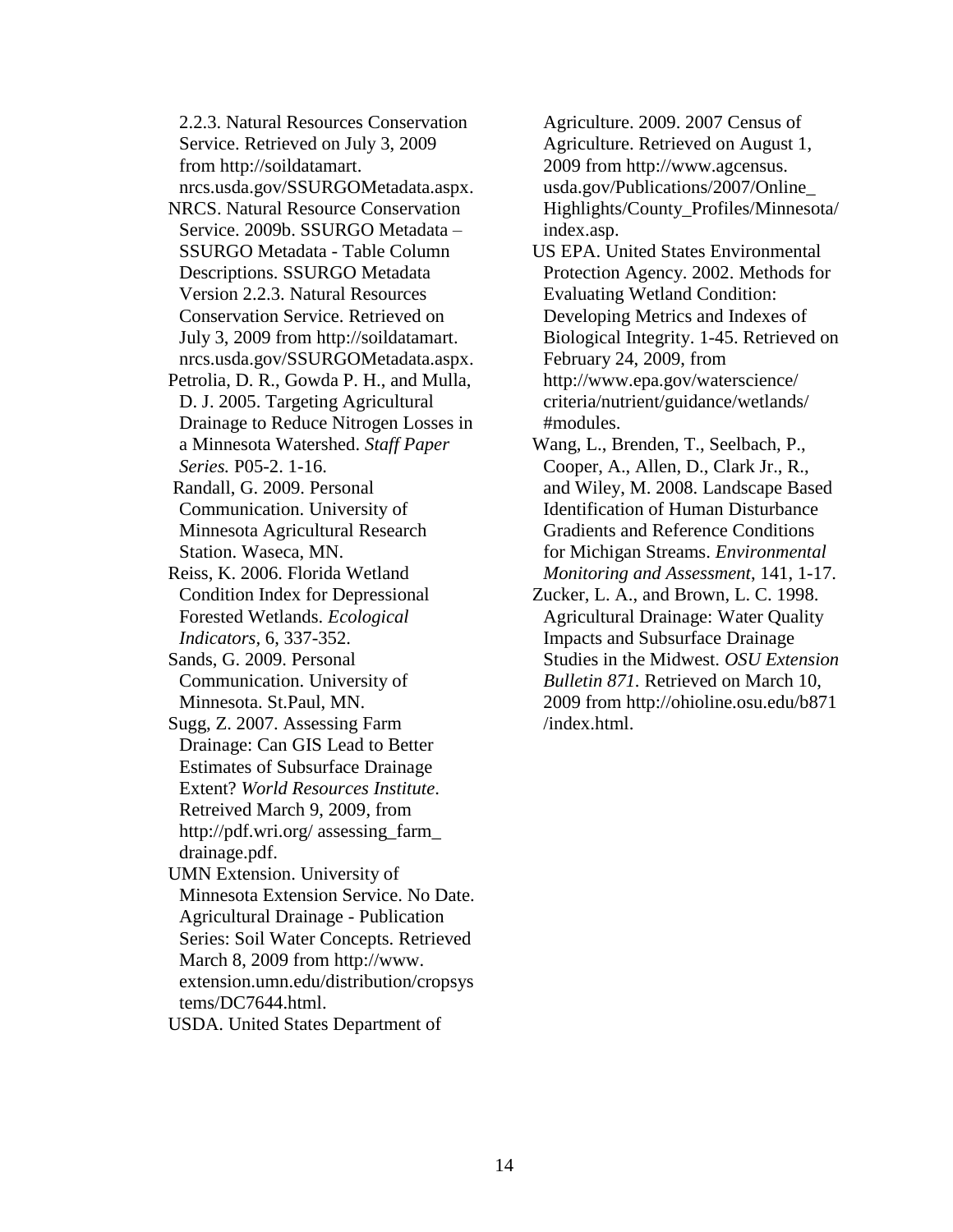2.2.3. Natural Resources Conservation Service. Retrieved on July 3, 2009 from http://soildatamart. nrcs.usda.gov/SSURGOMetadata.aspx.

NRCS. Natural Resource Conservation Service. 2009b. SSURGO Metadata – SSURGO Metadata - Table Column Descriptions. SSURGO Metadata Version 2.2.3. Natural Resources Conservation Service. Retrieved on July 3, 2009 from http://soildatamart. nrcs.usda.gov/SSURGOMetadata.aspx.

Petrolia, D. R., Gowda P. H., and Mulla, D. J. 2005. Targeting Agricultural Drainage to Reduce Nitrogen Losses in a Minnesota Watershed. *Staff Paper Series.* P05-2. 1-16.

Randall, G. 2009. Personal Communication. University of Minnesota Agricultural Research Station. Waseca, MN.

Reiss, K. 2006. Florida Wetland Condition Index for Depressional Forested Wetlands. *Ecological Indicators*, 6, 337-352.

Sands, G. 2009. Personal Communication. University of Minnesota. St.Paul, MN.

Sugg, Z. 2007. Assessing Farm Drainage: Can GIS Lead to Better Estimates of Subsurface Drainage Extent? *World Resources Institute*. Retreived March 9, 2009, from http://pdf.wri.org/ assessing_farm_ drainage.pdf.

UMN Extension. University of Minnesota Extension Service. No Date. Agricultural Drainage - Publication Series: Soil Water Concepts. Retrieved March 8, 2009 from http://www. extension.umn.edu/distribution/cropsys tems/DC7644.html.

USDA. United States Department of Agriculture. 2009. 2007 Census of Agriculture. Retrieved on August 1, 2009 from http://www.agcensus. usda.gov/Publications/2007/Online_ Highlights/County_Profiles/Minnesota/ index.asp.

US EPA. United States Environmental Protection Agency. 2002. Methods for Evaluating Wetland Condition: Developing Metrics and Indexes of Biological Integrity. 1-45. Retrieved on February 24, 2009, from http://www.epa.gov/waterscience/ criteria/nutrient/guidance/wetlands/ #modules.

Wang, L., Brenden, T., Seelbach, P., Cooper, A., Allen, D., Clark Jr., R., and Wiley, M. 2008. Landscape Based Identification of Human Disturbance Gradients and Reference Conditions for Michigan Streams. *Environmental Monitoring and Assessment*, 141, 1-17.

Zucker, L. A., and Brown, L. C. 1998. Agricultural Drainage: Water Quality Impacts and Subsurface Drainage Studies in the Midwest. *OSU Extension Bulletin 871.* Retrieved on March 10, 2009 from http://ohioline.osu.edu/b871 /index.html.